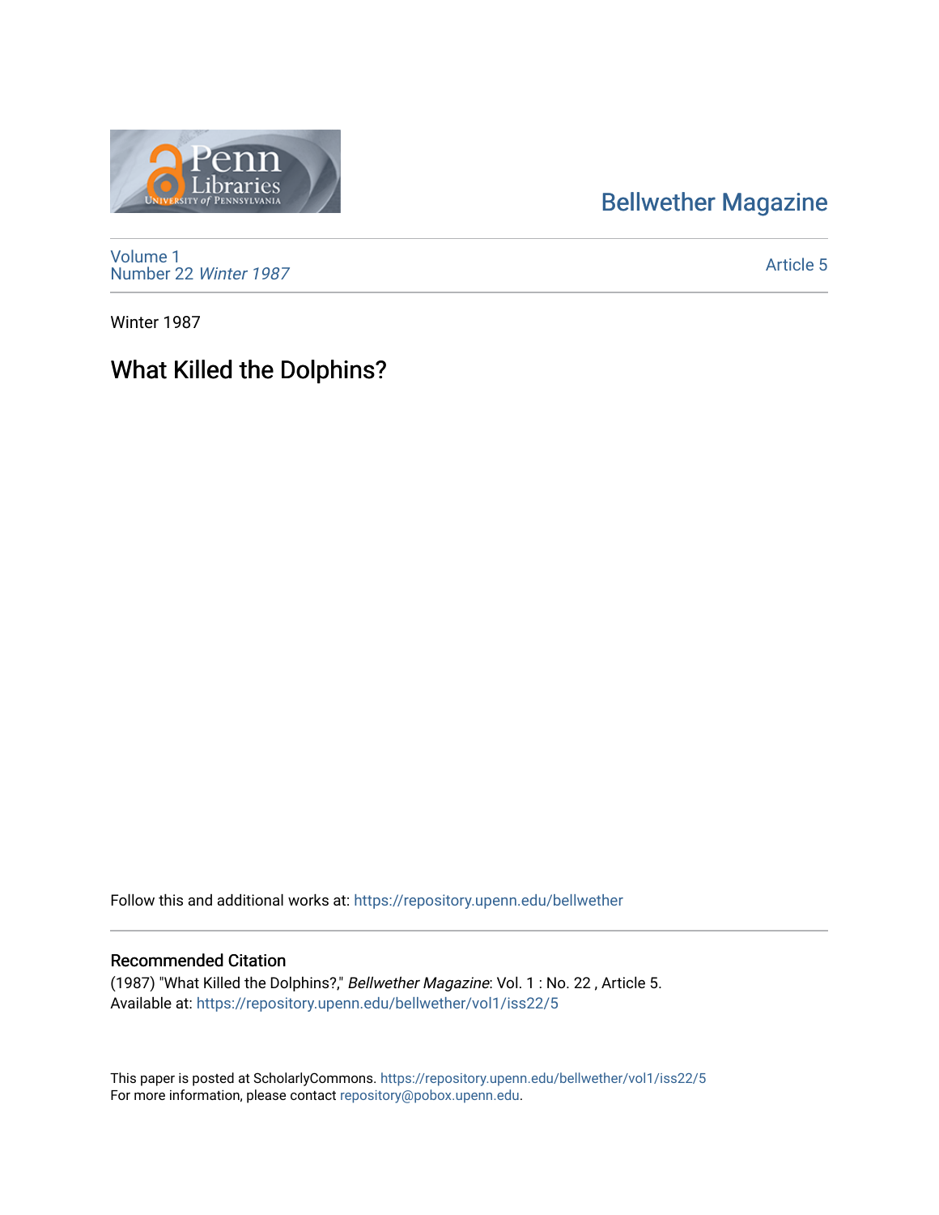Bellwether Magazine

Volume 1
Number 22 *Winter 1987*

Article 5

Winter 1987

# What Killed the Dolphins?

Follow this and additional works at: https://repository.upenn.edu/bellwether

### Recommended Citation

(1987) "What Killed the Dolphins?," *Bellwether Magazine*: Vol. 1 : No. 22 , Article 5.
Available at: https://repository.upenn.edu/bellwether/vol1/iss22/5

This paper is posted at ScholarlyCommons. https://repository.upenn.edu/bellwether/vol1/iss22/5
For more information, please contact repository@pobox.upenn.edu.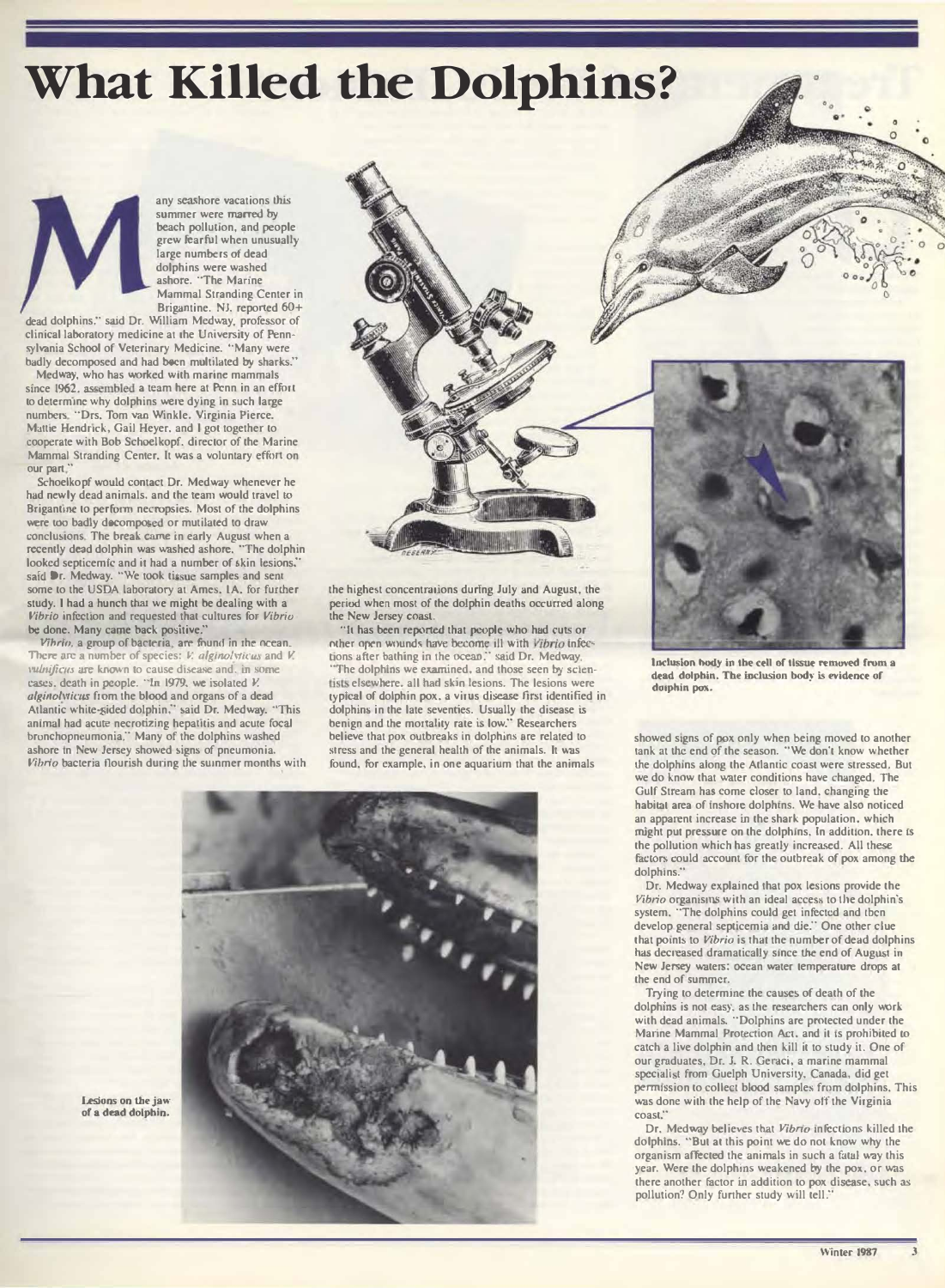# What Killed the Dolphins?

Many seashore vacations this summer were marred by beach pollution, and people grew fearful when unusually large numbers of dead dolphins were washed ashore. "The Marine Mammal Stranding Center in Brigantine, NJ, reported 60+ dead dolphins," said Dr. William Medway, professor of clinical laboratory medicine at the University of Pennsylvania School of Veterinary Medicine. "Many were badly decomposed and had been multilated by sharks."

Medway, who has worked with marine mammals since 1962, assembled a team here at Penn in an effort to determine why dolphins were dying in such large numbers. "Drs. Tom van Winkle, Virginia Pierce, Mattie Hendrick, Gail Heyer, and I got together to cooperate with Bob Schoelkopf, director of the Marine Mammal Stranding Center. It was a voluntary effort on our part."

Schoelkopf would contact Dr. Medway whenever he had newly dead animals, and the team would travel to Brigantine to perform necropsies. Most of the dolphins were too badly decomposed or mutilated to draw conclusions. The break came in early August when a recently dead dolphin was washed ashore. "The dolphin looked septicemic and it had a number of skin lesions," said Dr. Medway. "We took tissue samples and sent some to the USDA laboratory at Ames, IA, for further study. I had a hunch that we might be dealing with a *Vibrio* infection and requested that cultures for *Vibrio* be done. Many came back positive."

*Vibrio*, a group of bacteria, are found in the ocean. There are a number of species: *V. alginolyticus* and *V. vulnificus* are known to cause disease and, in some cases, death in people. "In 1979, we isolated *V. alginolyticus* from the blood and organs of a dead Atlantic white-sided dolphin," said Dr. Medway. "This animal had acute necrotizing hepatitis and acute focal bronchopneumonia." Many of the dolphins washed ashore in New Jersey showed signs of pneumonia. *Vibrio* bacteria flourish during the summer months with the highest concentrations during July and August, the period when most of the dolphin deaths occurred along the New Jersey coast.

"It has been reported that people who had cuts or other open wounds have become ill with *Vibrio* infections after bathing in the ocean," said Dr. Medway. "The dolphins we examined, and those seen by scientists elsewhere, all had skin lesions. The lesions were typical of dolphin pox, a virus disease first identified in dolphins in the late seventies. Usually the disease is benign and the mortality rate is low." Researchers believe that pox outbreaks in dolphins are related to stress and the general health of the animals. It was found, for example, in one aquarium that the animals showed signs of pox only when being moved to another tank at the end of the season. "We don't know whether the dolphins along the Atlantic coast were stressed. But we do know that water conditions have changed. The Gulf Stream has come closer to land, changing the habitat area of inshore dolphins. We have also noticed an apparent increase in the shark population, which might put pressure on the dolphins. In addition, there is the pollution which has greatly increased. All these factors could account for the outbreak of pox among the dolphins."

**Inclusion body in the cell of tissue removed from a dead dolphin. The inclusion body is evidence of dolphin pox.**

Dr. Medway explained that pox lesions provide the *Vibrio* organisms with an ideal access to the dolphin's system. "The dolphins could get infected and then develop general septicemia and die." One other clue that points to *Vibrio* is that the number of dead dolphins has decreased dramatically since the end of August in New Jersey waters: ocean water temperature drops at the end of summer.

Trying to determine the causes of death of the dolphins is not easy, as the researchers can only work with dead animals. "Dolphins are protected under the Marine Mammal Protection Act, and it is prohibited to catch a live dolphin and then kill it to study it. One of our graduates, Dr. J. R. Geraci, a marine mammal specialist from Guelph University, Canada, did get permission to collect blood samples from dolphins. This was done with the help of the Navy off the Virginia coast."

Dr. Medway believes that *Vibrio* infections killed the dolphins. "But at this point we do not know why the organism affected the animals in such a fatal way this year. Were the dolphins weakened by the pox, or was there another factor in addition to pox disease, such as pollution? Only further study will tell."

**Lesions on the jaw of a dead dolphin.**